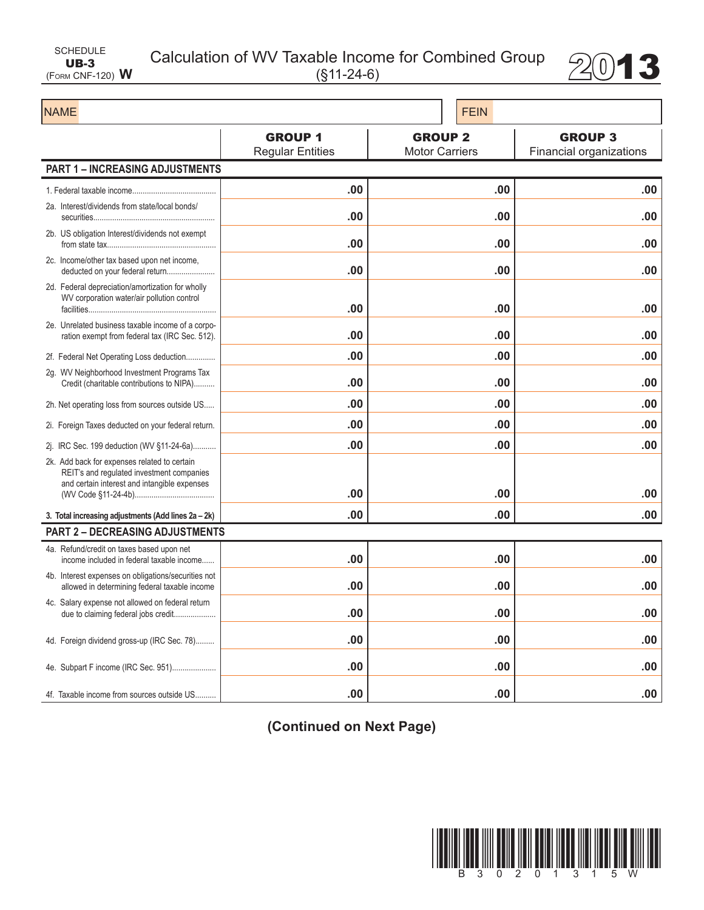SCHEDULE **UB-3** (Form CNF-120) **W**

# Calculation of WV Taxable Income for Combined Group
(§11-24-6)

**2013**

| NAME | | FEIN | |
|---|---|---|---|

| | **GROUP 1** Regular Entities | **GROUP 2** Motor Carriers | **GROUP 3** Financial organizations |
|---|---|---|---|
| **PART 1 – INCREASING ADJUSTMENTS** | | | |
| 1. Federal taxable income | .00 | .00 | .00 |
| 2a. Interest/dividends from state/local bonds/ securities | .00 | .00 | .00 |
| 2b. US obligation Interest/dividends not exempt from state tax | .00 | .00 | .00 |
| 2c. Income/other tax based upon net income, deducted on your federal return | .00 | .00 | .00 |
| 2d. Federal depreciation/amortization for wholly WV corporation water/air pollution control facilities | .00 | .00 | .00 |
| 2e. Unrelated business taxable income of a corporation exempt from federal tax (IRC Sec. 512) | .00 | .00 | .00 |
| 2f. Federal Net Operating Loss deduction | .00 | .00 | .00 |
| 2g. WV Neighborhood Investment Programs Tax Credit (charitable contributions to NIPA) | .00 | .00 | .00 |
| 2h. Net operating loss from sources outside US | .00 | .00 | .00 |
| 2i. Foreign Taxes deducted on your federal return. | .00 | .00 | .00 |
| 2j. IRC Sec. 199 deduction (WV §11-24-6a) | .00 | .00 | .00 |
| 2k. Add back for expenses related to certain REIT's and regulated investment companies and certain interest and intangible expenses (WV Code §11-24-4b) | .00 | .00 | .00 |
| **3. Total increasing adjustments (Add lines 2a – 2k)** | .00 | .00 | .00 |
| **PART 2 – DECREASING ADJUSTMENTS** | | | |
| 4a. Refund/credit on taxes based upon net income included in federal taxable income | .00 | .00 | .00 |
| 4b. Interest expenses on obligations/securities not allowed in determining federal taxable income | .00 | .00 | .00 |
| 4c. Salary expense not allowed on federal return due to claiming federal jobs credit | .00 | .00 | .00 |
| 4d. Foreign dividend gross-up (IRC Sec. 78) | .00 | .00 | .00 |
| 4e. Subpart F income (IRC Sec. 951) | .00 | .00 | .00 |
| 4f. Taxable income from sources outside US | .00 | .00 | .00 |

**(Continued on Next Page)**

B 3 0 2 0 1 3 1 5 W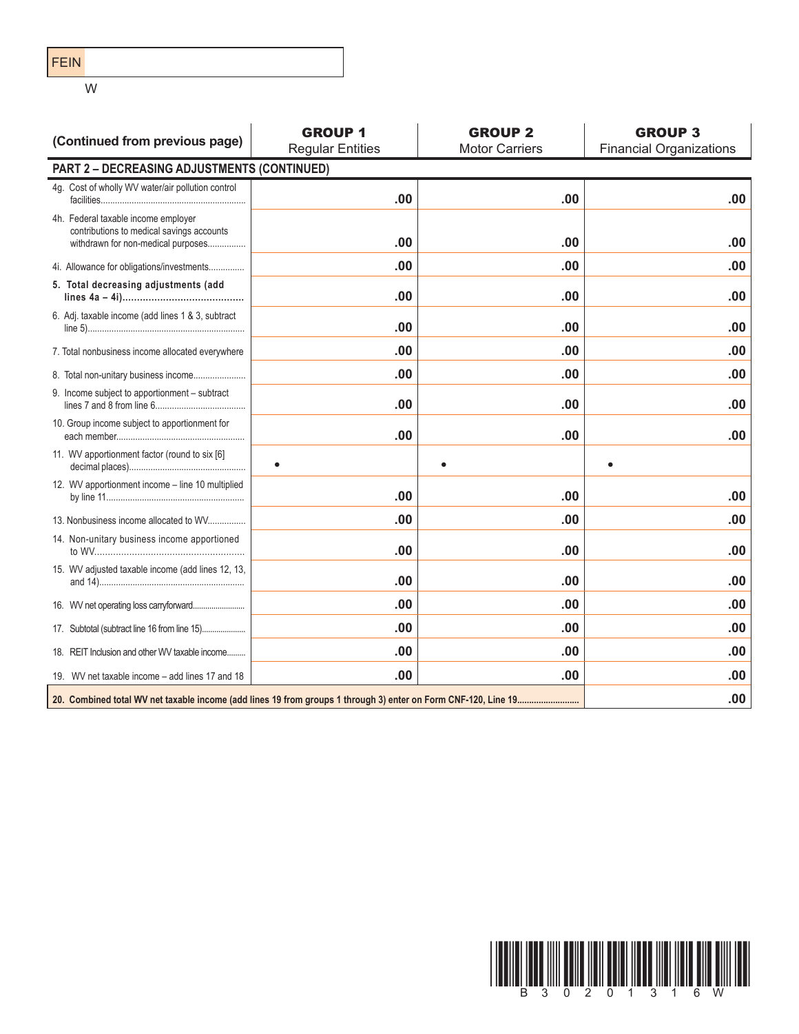FEIN

W

| (Continued from previous page) | GROUP 1 Regular Entities | GROUP 2 Motor Carriers | GROUP 3 Financial Organizations |
|---|---|---|---|
| **PART 2 – DECREASING ADJUSTMENTS (CONTINUED)** | | | |
| 4g. Cost of wholly WV water/air pollution control facilities | .00 | .00 | .00 |
| 4h. Federal taxable income employer contributions to medical savings accounts withdrawn for non-medical purposes | .00 | .00 | .00 |
| 4i. Allowance for obligations/investments | .00 | .00 | .00 |
| **5. Total decreasing adjustments (add lines 4a – 4i)** | .00 | .00 | .00 |
| 6. Adj. taxable income (add lines 1 & 3, subtract line 5) | .00 | .00 | .00 |
| 7. Total nonbusiness income allocated everywhere | .00 | .00 | .00 |
| 8. Total non-unitary business income | .00 | .00 | .00 |
| 9. Income subject to apportionment – subtract lines 7 and 8 from line 6 | .00 | .00 | .00 |
| 10. Group income subject to apportionment for each member | .00 | .00 | .00 |
| 11. WV apportionment factor (round to six [6] decimal places) | • | • | • |
| 12. WV apportionment income – line 10 multiplied by line 11 | .00 | .00 | .00 |
| 13. Nonbusiness income allocated to WV | .00 | .00 | .00 |
| 14. Non-unitary business income apportioned to WV | .00 | .00 | .00 |
| 15. WV adjusted taxable income (add lines 12, 13, and 14) | .00 | .00 | .00 |
| 16. WV net operating loss carryforward | .00 | .00 | .00 |
| 17. Subtotal (subtract line 16 from line 15) | .00 | .00 | .00 |
| 18. REIT Inclusion and other WV taxable income | .00 | .00 | .00 |
| 19. WV net taxable income – add lines 17 and 18 | .00 | .00 | .00 |
| **20. Combined total WV net taxable income (add lines 19 from groups 1 through 3) enter on Form CNF-120, Line 19** | | | .00 |

B30201316W